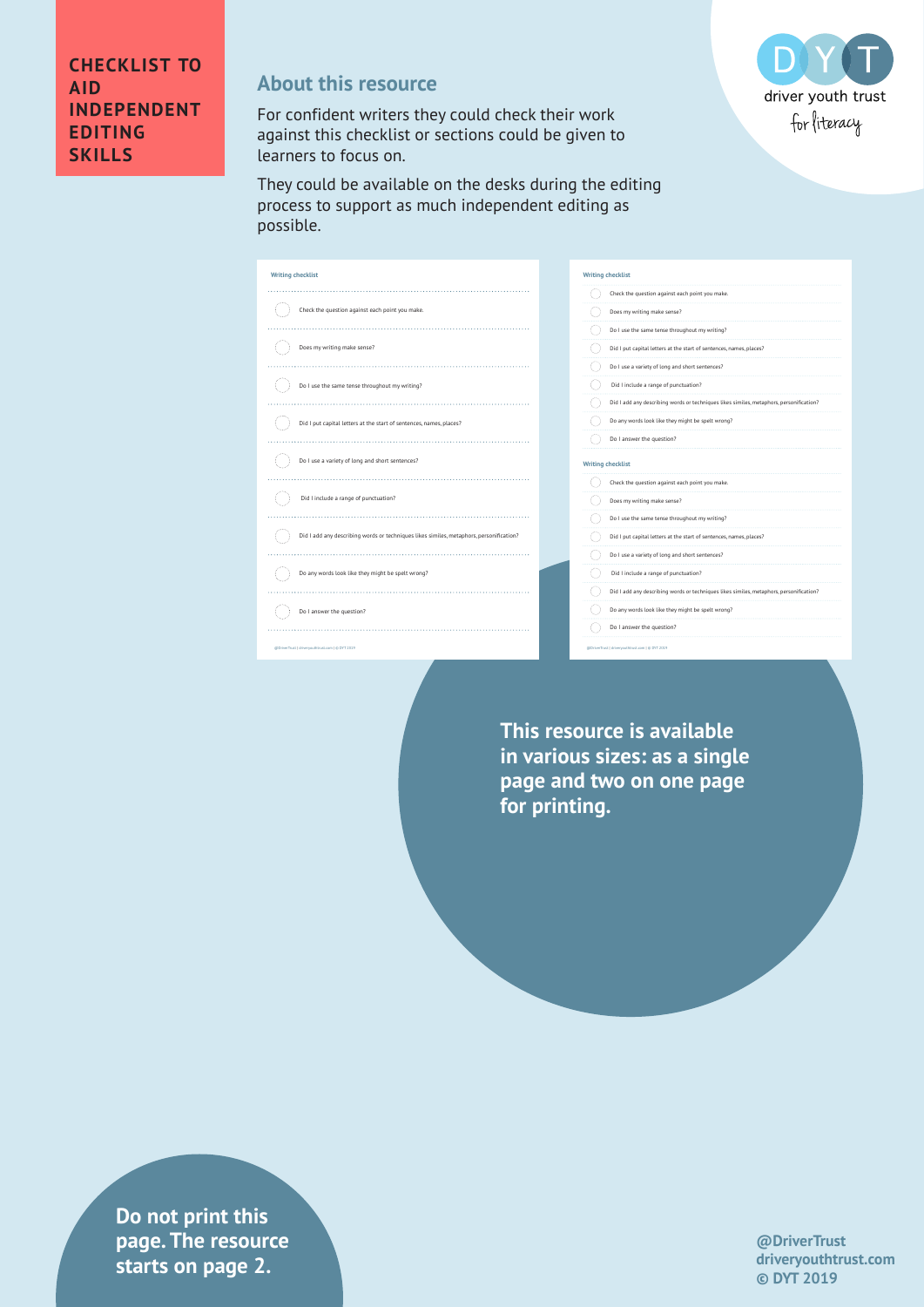# CHECKLIST TO AID INDEPENDENT EDITING SKILLS

## About this resource

For confident writers they could check their work against this checklist or sections could be given to learners to focus on.

They could be available on the desks during the editing process to support as much independent editing as possible.

driver youth trust for literacy

**Writing checklist**

- Check the question against each point you make.
- Does my writing make sense?
- Do I use the same tense throughout my writing?
- Did I put capital letters at the start of sentences, names, places?
- Do I use a variety of long and short sentences?
- Did I include a range of punctuation?
- Did I add any describing words or techniques likes similes, metaphors, personification?
- Do any words look like they might be spelt wrong?
- Do I answer the question?

**This resource is available in various sizes: as a single page and two on one page for printing.**

**Do not print this page. The resource starts on page 2.**

**@DriverTrust**
**driveryouthtrust.com**
**© DYT 2019**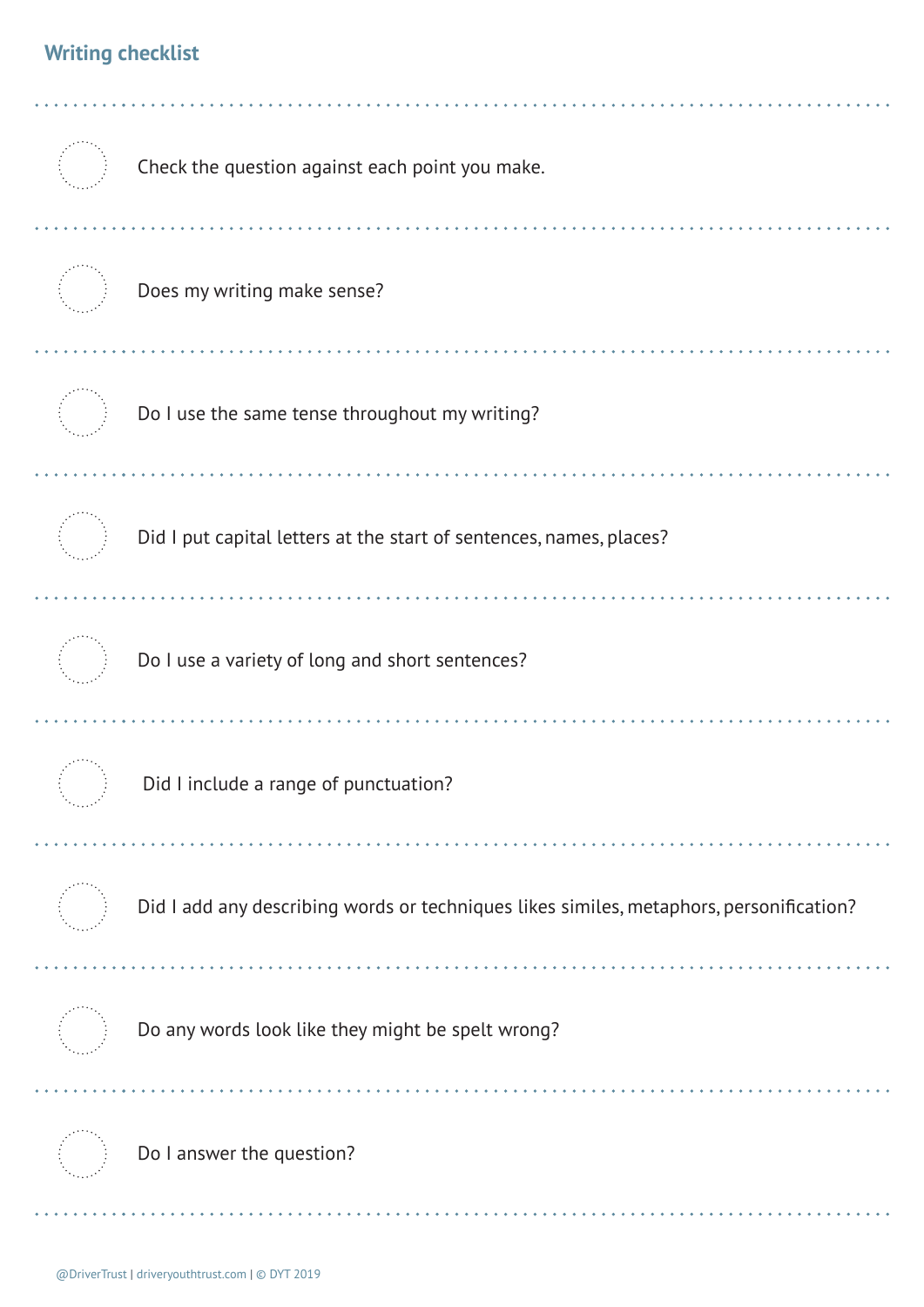## Writing checklist

- [ ] Check the question against each point you make.
- [ ] Does my writing make sense?
- [ ] Do I use the same tense throughout my writing?
- [ ] Did I put capital letters at the start of sentences, names, places?
- [ ] Do I use a variety of long and short sentences?
- [ ] Did I include a range of punctuation?
- [ ] Did I add any describing words or techniques likes similes, metaphors, personification?
- [ ] Do any words look like they might be spelt wrong?
- [ ] Do I answer the question?

@DriverTrust | driveryouthtrust.com | © DYT 2019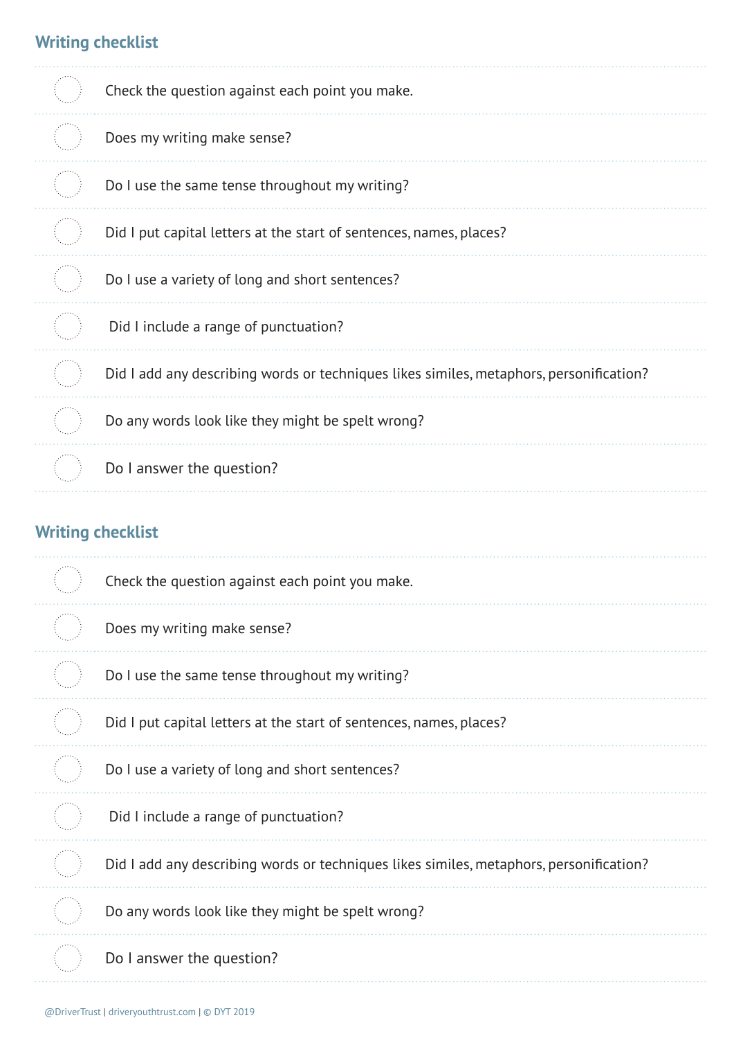## Writing checklist

- Check the question against each point you make.
- Does my writing make sense?
- Do I use the same tense throughout my writing?
- Did I put capital letters at the start of sentences, names, places?
- Do I use a variety of long and short sentences?
- Did I include a range of punctuation?
- Did I add any describing words or techniques likes similes, metaphors, personification?
- Do any words look like they might be spelt wrong?
- Do I answer the question?

## Writing checklist

- Check the question against each point you make.
- Does my writing make sense?
- Do I use the same tense throughout my writing?
- Did I put capital letters at the start of sentences, names, places?
- Do I use a variety of long and short sentences?
- Did I include a range of punctuation?
- Did I add any describing words or techniques likes similes, metaphors, personification?
- Do any words look like they might be spelt wrong?
- Do I answer the question?

@DriverTrust | driveryouthtrust.com | © DYT 2019